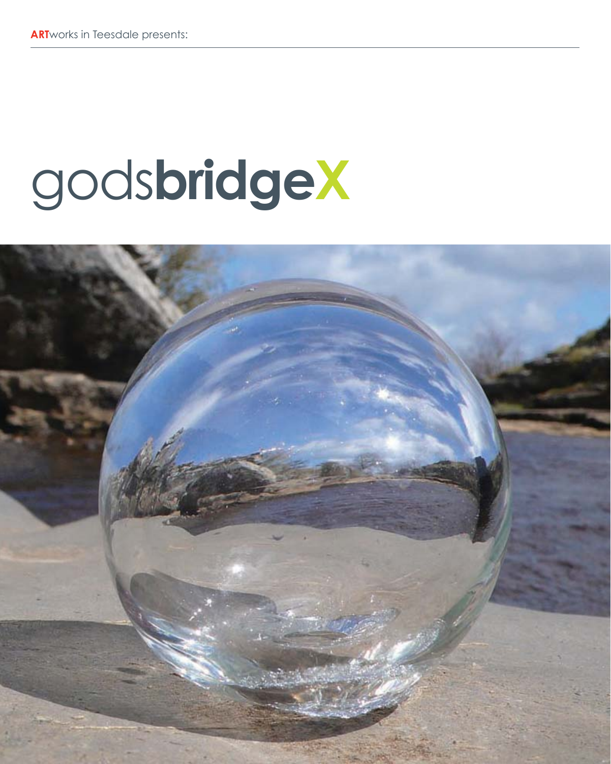**ART**works in Teesdale presents:

# godsbridgeX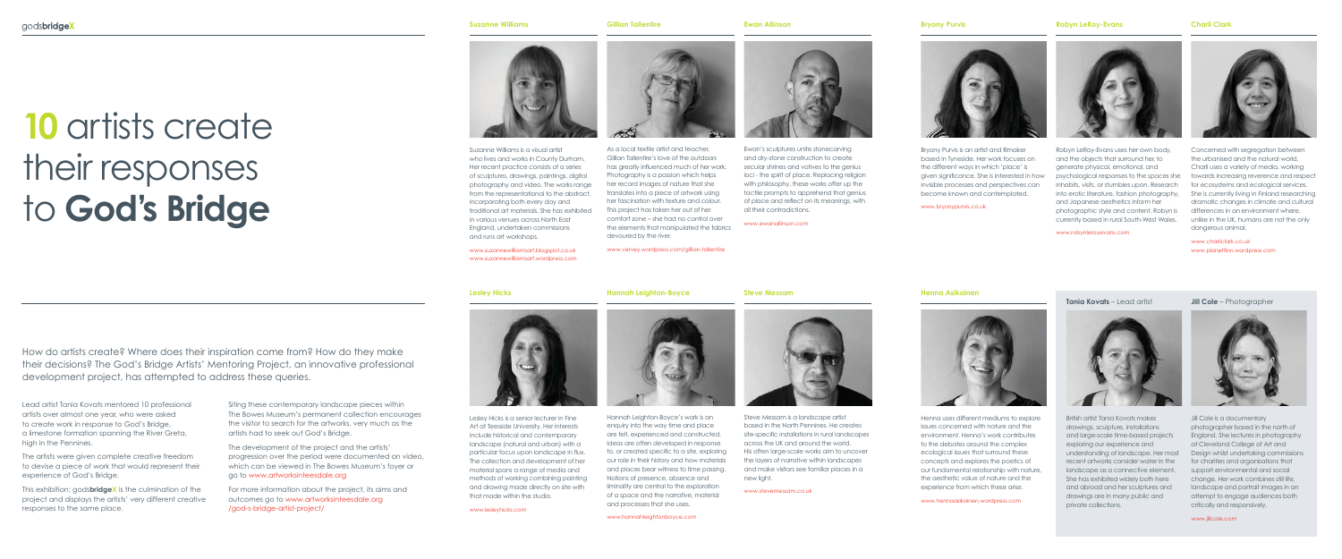# **10** artists create their responses to **God's Bridge**

How do artists create? Where does their inspiration come from? How do they make their decisions? The God's Bridge Artists' Mentoring Project, an innovative professional development project, has attempted to address these queries.

Lead artist Tania Kovats mentored 10 professional artists over almost one year, who were asked to create work in response to God's Bridge, a limestone formation spanning the River Greta, high in the Pennines.

The artists were given complete creative freedom to devise a piece of work that would represent their experience of God's Bridge.

This exhibition: gods**bridge**X is the culmination of the project and displays the artists' very different creative responses to the same place.

Siting these contemporary landscape pieces within The Bowes Museum's permanent collection encourages the visitor to search for the artworks, very much as the artists had to seek out God's Bridge.

The development of the project and the artists' progression over the period were documented on video, which can be viewed in The Bowes Museum's foyer or go to www.artworksinteesdale.org

For more information about the project, its aims and outcomes go to www.artworksinteesdale.org/god-s-bridge-artist-project/

### Suzanne Williams

Suzanne Williams is a visual artist who lives and works in County Durham. Her recent practice consists of a series of sculptures, drawings, paintings, digital photography and video. The works range from the representational to the abstract, incorporating both every day and traditional art materials. She has exhibited in various venues across North East England, undertaken commissions and runs art workshops.

www.suzannewilliamsart.blogspot.co.uk
www.suzannewilliamsart.wordpress.com

### Gillian Tallentire

As a local textile artist and teacher, Gillian Tallentire's love of the outdoors has greatly influenced much of her work. Photography is a passion which helps her record images of nature that she translates into a piece of artwork using her fascination with texture and colour. This project has taken her out of her comfort zone – she had no control over the elements that manipulated the fabrics devoured by the river.

www.verney.wordpress.com/gillian-tallentire

### Ewan Allinson

Ewan's sculptures unite stonecarving and dry-stone construction to create secular shrines and votives to the genius loci - the spirit of place. Replacing religion with philosophy, these works offer up the tactile prompts to apprehend that genius of place and reflect on its meanings, with all their contradictions.

www.ewanallinson.com

### Bryony Purvis

Bryony Purvis is an artist and filmaker based in Tyneside. Her work focuses on the different ways in which 'place' is given significance. She is interested in how invisible processes and perspectives can become known and contemplated.

www.bryonypurvis.co.uk

### Robyn LeRoy-Evans

Robyn LeRoy-Evans uses her own body, and the objects that surround her, to generate physical, emotional, and psychological responses to the spaces she inhabits, visits, or stumbles upon. Research into erotic literature, fashion photography, and Japanese aesthetics inform her photographic style and content. Robyn is currently based in rural South-West Wales.

www.robynleroyevans.com

### Charli Clark

Concerned with segregation between the urbanised and the natural world, Charli uses a variety of media, working towards increasing reverence and respect for ecosystems and ecological services. She is currently living in Finland researching dramatic changes in climate and cultural differences in an environment where, unlike in the UK, humans are not the only dangerous animal.

www.charliclark.co.uk
www.planetfinn.wordpress.com

### Lesley Hicks

Lesley Hicks is a senior lecturer in Fine Art at Teesside University. Her interests include historical and contemporary landscape (natural and urban) with a particular focus upon landscape in flux. The collection and development of her material spans a range of media and methods of working combining painting and drawing made directly on site with that made within the studio.

www.lesleyhicks.com

### Hannah Leighton-Boyce

Hannah Leighton-Boyce's work is an enquiry into the way time and place are felt, experienced and constructed. Ideas are often developed in response to, or created specific to a site, exploring our role in their history and how materials and places bear witness to time passing. Notions of presence, absence and liminality are central to the exploration of a space and the narrative, material and processes that she uses.

www.hannahleightonboyce.com

### Steve Messam

Steve Messam is a landscape artist based in the North Pennines. He creates site-specific installations in rural landscapes across the UK and around the world. His often large-scale works aim to uncover the layers of narrative within landscapes and make visitors see familiar places in a new light.

www.stevemessam.co.uk

### Henna Asikainen

Henna uses different mediums to explore issues concerned with nature and the environment. Henna's work contributes to the debates around the complex ecological issues that surround these concepts and explores the poetics of our fundamental relationship with nature, the aesthetic value of nature and the experience from which these arise.

www.hennaasikainen.wordpress.com

### Tania Kovats – Lead artist

British artist Tania Kovats makes drawings, sculpture, installations and large-scale time-based projects exploring our experience and understanding of landscape. Her most recent artworks consider water in the landscape as a connective element. She has exhibited widely both here and abroad and her sculptures and drawings are in many public and private collections.

### Jill Cole – Photographer

Jill Cole is a documentary photographer based in the north of England. She lectures in photography at Cleveland College of Art and Design whilst undertaking commissions for charities and organisations that support environmental and social change. Her work combines still life, landscape and portrait images in an attempt to engage audiences both critically and responsively.

www.jillcole.com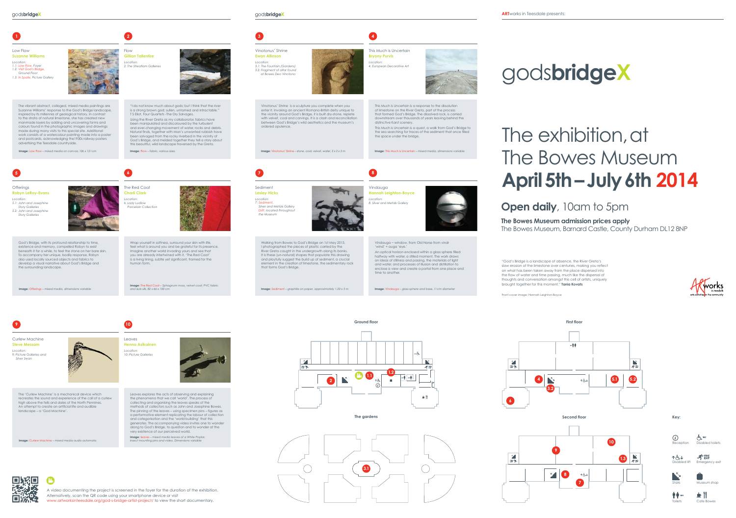# godsbridgeX

## The exhibition, at The Bowes Museum **April 5th – July 6th 2014**

**Open daily**, 10am to 5pm

**The Bowes Museum admission prices apply**
The Bowes Museum, Barnard Castle, County Durham DL12 8NP

"God's Bridge is a landscape of absence, the River Greta's slow erosion of the limestone over centuries, making you reflect on what has been taken away from the place dispersed into the flow of water and time passing, much like the dispersal of thoughts and conversation amongst this cell of artists, uniquely brought together for this moment." **Tania Kovats**

Front cover image: Hannah Leighton-Boyce

ARTworks in Teesdale presents:

---

### 1

Low Flow
**Suzanne Williams**

*Location:*
*1.1: Low Flow, Foyer*
*1.2: Visit God's Bridge, Ground Floor*
*1.3: In Spate, Picture Gallery*

The vibrant abstract, collaged, mixed media paintings are Suzanne Williams' response to the God's Bridge landscape, inspired by its millennia of geological history. In contrast to the strata of natural limestone, she has created new manmade layers by adding and uncovering forms and colours found in the photographic images and drawings made during many visits to this special site. Additional work consists of a watercolour painting made into a poster and postcards, acknowledging the1930s railway posters advertising the Teesdale countryside.

**Image:** Low Flow – *mixed media on canvas, 106 x 121 cm*

### 2

Flow
**Gillian Tallentire**

*Location:*
*2: The Streatlam Galleries*

"I do not know much about gods; but I think that the river is a strong brown god; sullen, untamed and intractable." T S Eliot, Four Quartets -The Dry Salvages.

Using the River Greta as my collaborator, fabrics have been manipulated and discoloured by the turbulent and ever-changing movement of water, rocks and debris. Natural finds, together with Man's unwanted rubbish have been salvaged from the rocky riverbed in the vicinity of God's Bridge, and melded together they tell a story about this beautiful, wild landscape traversed by the Greta.

**Image:** Flow – *fabric, various sizes*

### 3

Vinotonus' Shrine
**Ewan Allinson**

*Location:*
*3.1: The Fountain (Gardens)*
*3.2: Fragment of altar found at Bowes Deo Vinotono*

Vinotonus' Shrine is a sculpture you complete when you enter it. Invoking an ancient Romano-British deity unique to the vicinity around God's Bridge, it is built dry-stone, replete with velvet, coal and carvings. It is a clash and reconciliation between God's Bridge's wild aesthetics and the museum's ordered opulence.

**Image:** Vinotonus' Shrine – *stone, coal, velvet, water, 3 x 2 x 3 m*

### 4

This Much is Uncertain
**Bryony Purvis**

*Location:*
*4: European Decorative Art*

This Much is Uncertain is a response to the dissolution of limestone on the River Greta, part of the process that formed God's Bridge. The dissolved rock, is carried downstream over thousands of years leaving behind the distinctive Karst scenery.

This Much is Uncertain is a quest, a walk from God's Bridge to the sea searching for traces of the sediment that once filled the space under the bridge.

**Image:** This Much is Uncertain – *mixed media, dimensions variable*

### 5

Offerings
**Robyn LeRoy-Evans**

*Location:*
*5.1: John and Josephine Story Galleries*
*5.2: John and Josephine Story Galleries*

God's Bridge, with its profound relationship to time, existence and memory, compelled Robyn to exist beneath it for a while, to feel the stone on her bare skin. To accompany her unique, bodily response, Robyn also used locally sourced objects and fabrics to develop a visual narrative about God's Bridge and the surrounding landscape.

**Image:** Offerings – *mixed media, dimensions variable*

### 6

The Red Coat
**Charli Clark**

*Location:*
*6: Lady Ludlow Porcelain Collection*

Wrap yourself in softness, surround your skin with life, feel what is around you and be grateful for its presence. Imagine another world invading yours and see that you are already intertwined with it. 'The Red Coat' is a living lining, subtle yet significant, framed for the human form.

**Image:** The Red Coat – *Sphagnum moss, velvet coat, PVC fabric and slub silk, 82 x 66 x 100 cm*

### 7

Sediment
**Lesley Hicks**

*Location:*
*7: Sediment, Silver and Metals Gallery*
*Drift, located throughout the Museum*

Walking from Bowes to God's Bridge on 1st May 2013, I photographed the pieces of plastic carried by the River Greta caught in the undergrowth along its banks. It is these (un-natural) shapes that populate this drawing and playfully suggest the build up of sediment, a crucial element in the creation of limestone, the sedimentary rock that forms God's Bridge.

**Image:** Sediment – *graphite on paper, approximately 1.20 x 5 m*

### 8

Vindauga
**Hannah Leighton-Boyce**

*Location:*
*8: Silver and Metals Gallery*

Vindauga – window, from Old Norse from vindr 'wind' + auga 'eye.'

An optical horizon enclosed within a glass sphere filled halfway with water, a stilled moment. The work draws on ideas of stillness and passing, the materials of light and water, and processes of illusion and distillation to enclose a view and create a portal from one place and time to another.

**Image:** Vindauga – *glass sphere and base, 11 cm diameter*

### 9

Curlew Machine
**Steve Messam**

*Location:*
*9: Picture Galleries and Silver Swan*

The 'Curlew Machine' is a mechanical device which recreates the sound and experience of the call of a curlew high above the fells and dales of the North Pennines. An attempt to create an artificial life and audible landscape – a 'God Machine'.

**Image:** Curlew Machine – *mixed media audio automata*

### 10

Leaves
**Henna Asikainen**

*Location:*
*10: Picture Galleries*

Leaves explores the acts of observing and explaining the phenomena that we call 'world'. The process of collecting and organising the leaves speaks of the methods of collectors such as John and Josephine Bowes. The pinning of the leaves – using specimen pins – figures as a performative element replicating the labour of collection and categorisation and the 'world building' that this generates. The accompanying video invites one to wander along to God's Bridge, to question and to wonder at the very existence of our perceived world.

**Image:** leaves – *mixed media leaves of a White Poplar, insect mounting pins and video. Dimensions variable*

---

A video documenting the project is screened in the foyer for the duration of the exhibition. Alternatively, scan the QR code using your smartphone device or visit www.artworksinteesdale.org/god-s-bridge-artist-project/ to view the short documentary.

---

Ground floor

The gardens

First floor

Second floor

**Key:**
- Reception
- Disabled toilets
- Disabled lift
- Emergency exit
- Stairs
- Museum shop
- Toilets
- Café Bowes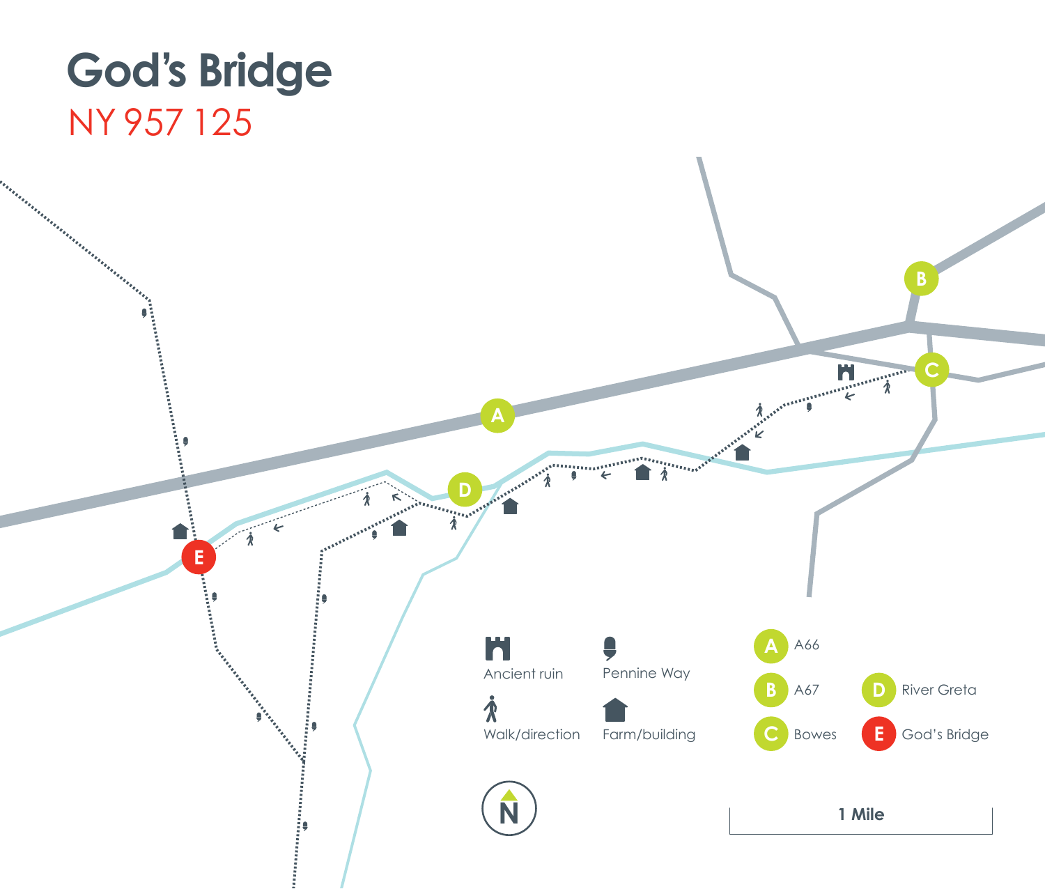# God's Bridge

NY 957 125

Ancient ruin

Pennine Way

Walk/direction

Farm/building

A A66

B A67

C Bowes

D River Greta

E God's Bridge

1 Mile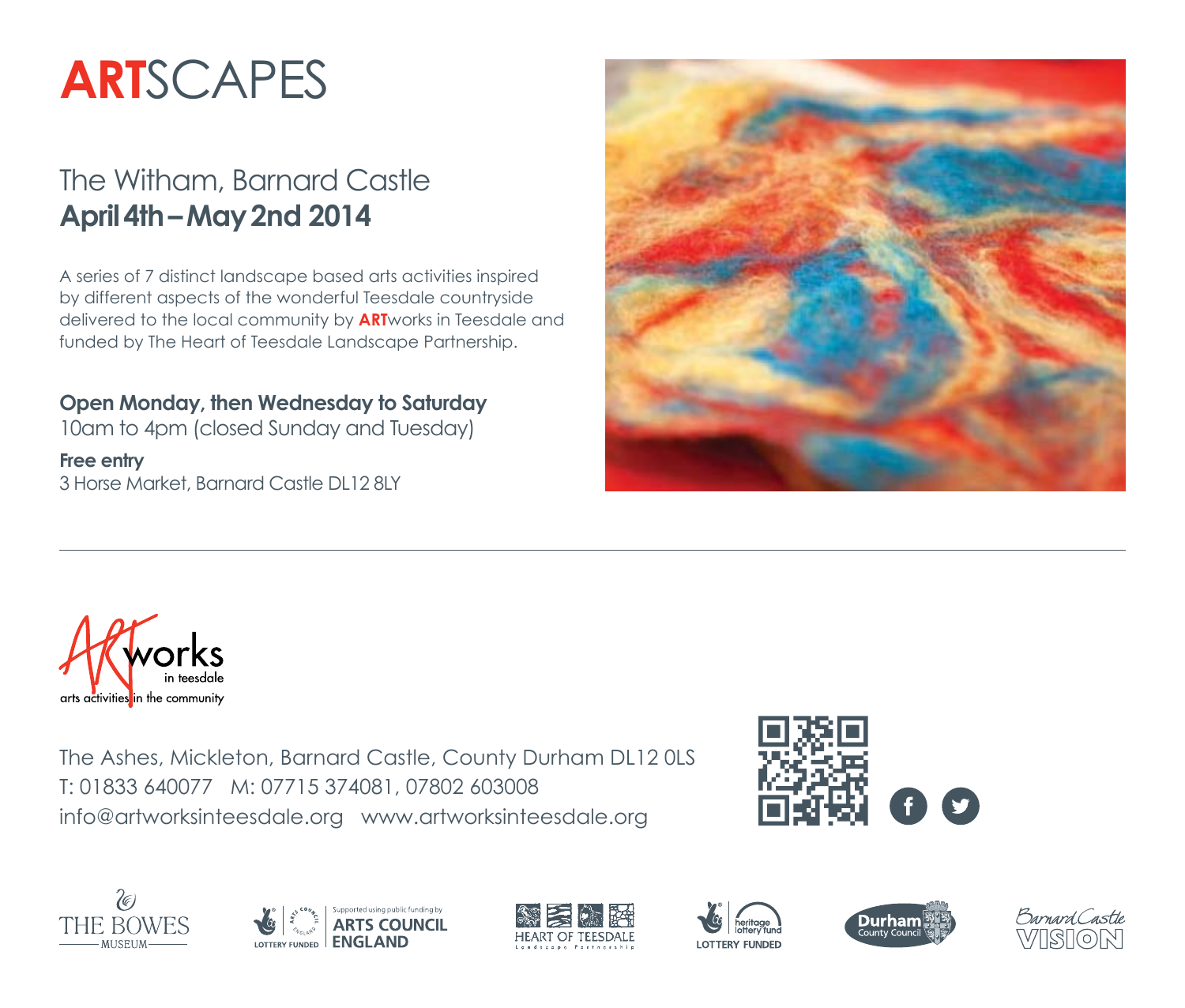# ARTSCAPES

## The Witham, Barnard Castle
## April 4th – May 2nd 2014

A series of 7 distinct landscape based arts activities inspired by different aspects of the wonderful Teesdale countryside delivered to the local community by **ART**works in Teesdale and funded by The Heart of Teesdale Landscape Partnership.

**Open Monday, then Wednesday to Saturday**
10am to 4pm (closed Sunday and Tuesday)

**Free entry**
3 Horse Market, Barnard Castle DL12 8LY

---

ARTworks in teesdale
arts activities in the community

The Ashes, Mickleton, Barnard Castle, County Durham DL12 0LS
T: 01833 640077 M: 07715 374081, 07802 603008
info@artworksinteesdale.org www.artworksinteesdale.org

THE BOWES MUSEUM

Supported using public funding by ARTS COUNCIL ENGLAND — LOTTERY FUNDED

HEART OF TEESDALE Landscape Partnership

heritage lottery fund — LOTTERY FUNDED

Durham County Council

Barnard Castle VISION